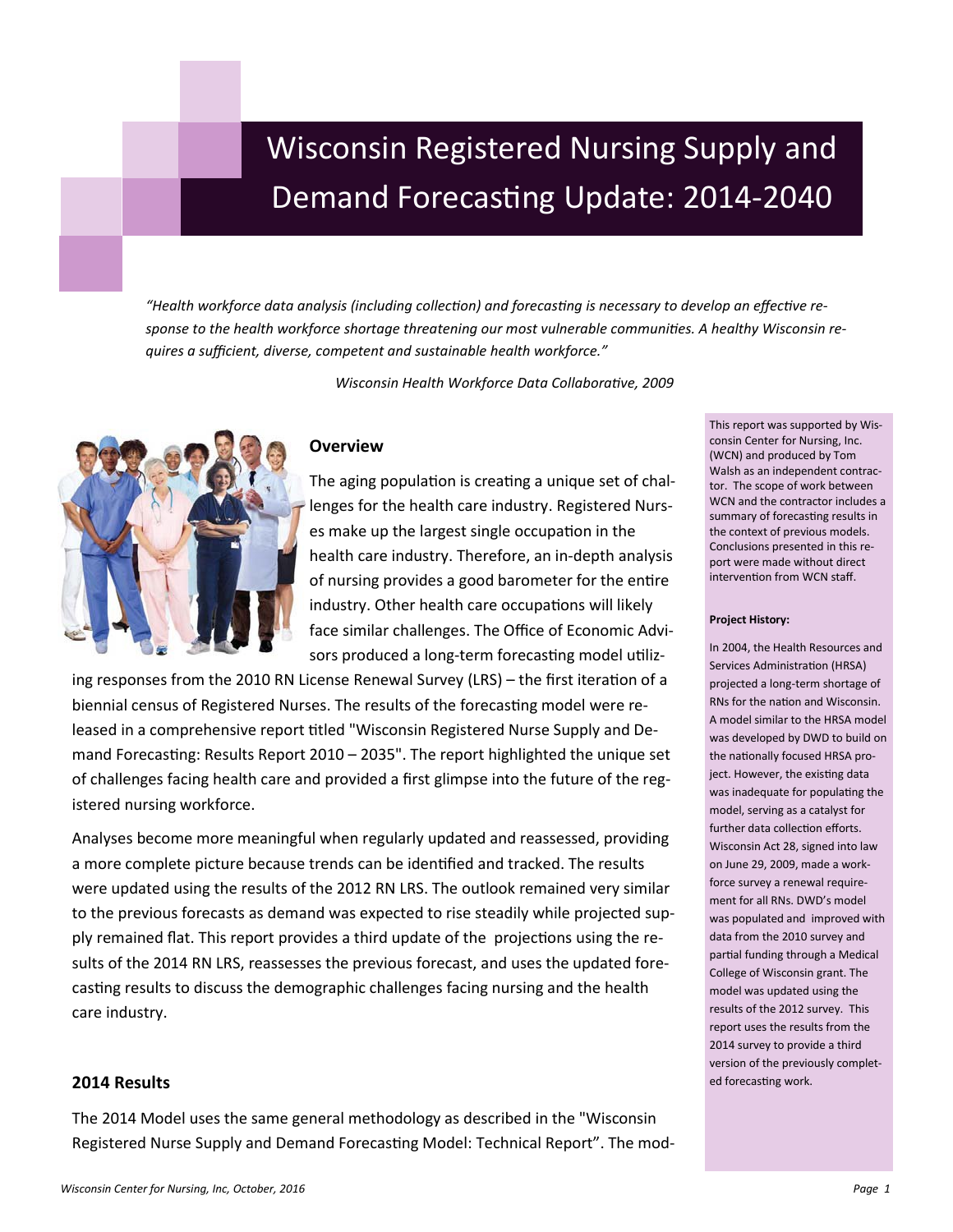# Wisconsin Registered Nursing Supply and Demand Forecasting Update: 2014-2040

*"Health workforce data analysis (including collection) and forecasting is necessary to develop an effective response to the health workforce shortage threatening our most vulnerable communities. A healthy Wisconsin requires a sufficient, diverse, competent and sustainable health workforce."*

*Wisconsin Health Workforce Data Collaborative, 2009*

## Overview

The aging population is creating a unique set of challenges for the health care industry. Registered Nurses make up the largest single occupation in the health care industry. Therefore, an in-depth analysis of nursing provides a good barometer for the entire industry. Other health care occupations will likely face similar challenges. The Office of Economic Advisors produced a long-term forecasting model utilizing responses from the 2010 RN License Renewal Survey (LRS) – the first iteration of a biennial census of Registered Nurses. The results of the forecasting model were released in a comprehensive report titled "Wisconsin Registered Nurse Supply and Demand Forecasting: Results Report 2010 – 2035". The report highlighted the unique set of challenges facing health care and provided a first glimpse into the future of the registered nursing workforce.

Analyses become more meaningful when regularly updated and reassessed, providing a more complete picture because trends can be identified and tracked. The results were updated using the results of the 2012 RN LRS. The outlook remained very similar to the previous forecasts as demand was expected to rise steadily while projected supply remained flat. This report provides a third update of the projections using the results of the 2014 RN LRS, reassesses the previous forecast, and uses the updated forecasting results to discuss the demographic challenges facing nursing and the health care industry.

## 2014 Results

The 2014 Model uses the same general methodology as described in the "Wisconsin Registered Nurse Supply and Demand Forecasting Model: Technical Report". The mod-

---

This report was supported by Wisconsin Center for Nursing, Inc. (WCN) and produced by Tom Walsh as an independent contractor. The scope of work between WCN and the contractor includes a summary of forecasting results in the context of previous models. Conclusions presented in this report were made without direct intervention from WCN staff.

**Project History:**

In 2004, the Health Resources and Services Administration (HRSA) projected a long-term shortage of RNs for the nation and Wisconsin. A model similar to the HRSA model was developed by DWD to build on the nationally focused HRSA project. However, the existing data was inadequate for populating the model, serving as a catalyst for further data collection efforts. Wisconsin Act 28, signed into law on June 29, 2009, made a workforce survey a renewal requirement for all RNs. DWD's model was populated and improved with data from the 2010 survey and partial funding through a Medical College of Wisconsin grant. The model was updated using the results of the 2012 survey. This report uses the results from the 2014 survey to provide a third version of the previously completed forecasting work.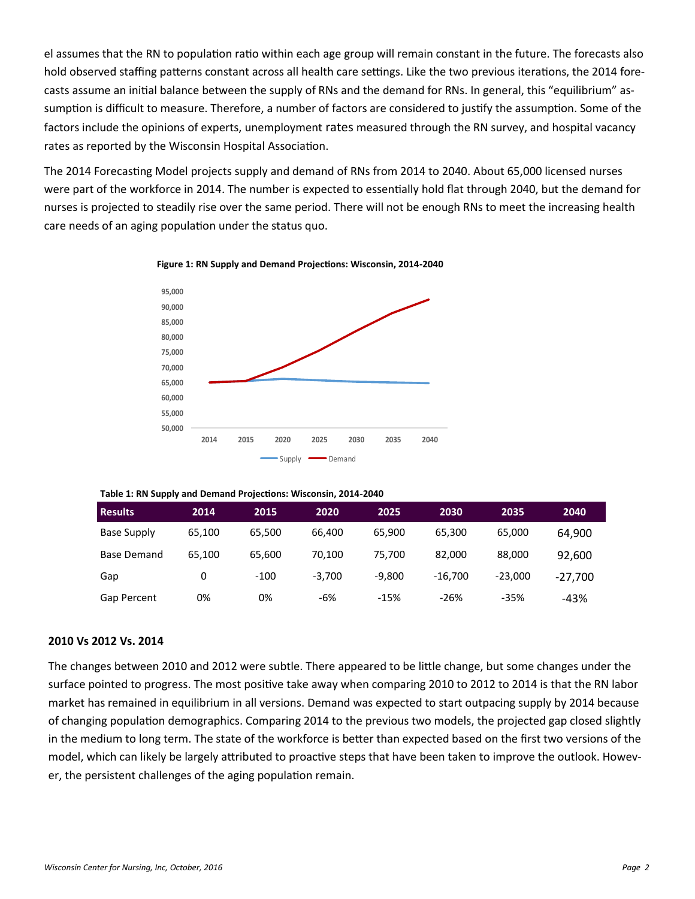el assumes that the RN to population ratio within each age group will remain constant in the future. The forecasts also hold observed staffing patterns constant across all health care settings. Like the two previous iterations, the 2014 forecasts assume an initial balance between the supply of RNs and the demand for RNs. In general, this "equilibrium" assumption is difficult to measure. Therefore, a number of factors are considered to justify the assumption. Some of the factors include the opinions of experts, unemployment rates measured through the RN survey, and hospital vacancy rates as reported by the Wisconsin Hospital Association.

The 2014 Forecasting Model projects supply and demand of RNs from 2014 to 2040. About 65,000 licensed nurses were part of the workforce in 2014. The number is expected to essentially hold flat through 2040, but the demand for nurses is projected to steadily rise over the same period. There will not be enough RNs to meet the increasing health care needs of an aging population under the status quo.

**Figure 1: RN Supply and Demand Projections: Wisconsin, 2014-2040**

**Table 1: RN Supply and Demand Projections: Wisconsin, 2014-2040**

| Results | 2014 | 2015 | 2020 | 2025 | 2030 | 2035 | 2040 |
|---|---|---|---|---|---|---|---|
| Base Supply | 65,100 | 65,500 | 66,400 | 65,900 | 65,300 | 65,000 | 64,900 |
| Base Demand | 65,100 | 65,600 | 70,100 | 75,700 | 82,000 | 88,000 | 92,600 |
| Gap | 0 | -100 | -3,700 | -9,800 | -16,700 | -23,000 | -27,700 |
| Gap Percent | 0% | 0% | -6% | -15% | -26% | -35% | -43% |

### 2010 Vs 2012 Vs. 2014

The changes between 2010 and 2012 were subtle. There appeared to be little change, but some changes under the surface pointed to progress. The most positive take away when comparing 2010 to 2012 to 2014 is that the RN labor market has remained in equilibrium in all versions. Demand was expected to start outpacing supply by 2014 because of changing population demographics. Comparing 2014 to the previous two models, the projected gap closed slightly in the medium to long term. The state of the workforce is better than expected based on the first two versions of the model, which can likely be largely attributed to proactive steps that have been taken to improve the outlook. However, the persistent challenges of the aging population remain.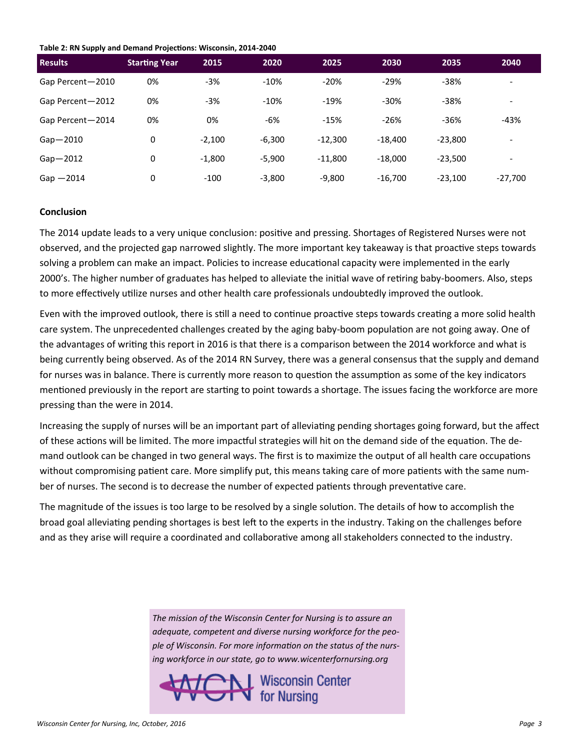**Table 2: RN Supply and Demand Projections: Wisconsin, 2014-2040**

| Results | Starting Year | 2015 | 2020 | 2025 | 2030 | 2035 | 2040 |
|---|---|---|---|---|---|---|---|
| Gap Percent—2010 | 0% | -3% | -10% | -20% | -29% | -38% | - |
| Gap Percent—2012 | 0% | -3% | -10% | -19% | -30% | -38% | - |
| Gap Percent—2014 | 0% | 0% | -6% | -15% | -26% | -36% | -43% |
| Gap—2010 | 0 | -2,100 | -6,300 | -12,300 | -18,400 | -23,800 | - |
| Gap—2012 | 0 | -1,800 | -5,900 | -11,800 | -18,000 | -23,500 | - |
| Gap —2014 | 0 | -100 | -3,800 | -9,800 | -16,700 | -23,100 | -27,700 |

## Conclusion

The 2014 update leads to a very unique conclusion: positive and pressing. Shortages of Registered Nurses were not observed, and the projected gap narrowed slightly. The more important key takeaway is that proactive steps towards solving a problem can make an impact. Policies to increase educational capacity were implemented in the early 2000's. The higher number of graduates has helped to alleviate the initial wave of retiring baby-boomers. Also, steps to more effectively utilize nurses and other health care professionals undoubtedly improved the outlook.

Even with the improved outlook, there is still a need to continue proactive steps towards creating a more solid health care system. The unprecedented challenges created by the aging baby-boom population are not going away. One of the advantages of writing this report in 2016 is that there is a comparison between the 2014 workforce and what is being currently being observed. As of the 2014 RN Survey, there was a general consensus that the supply and demand for nurses was in balance. There is currently more reason to question the assumption as some of the key indicators mentioned previously in the report are starting to point towards a shortage. The issues facing the workforce are more pressing than the were in 2014.

Increasing the supply of nurses will be an important part of alleviating pending shortages going forward, but the affect of these actions will be limited. The more impactful strategies will hit on the demand side of the equation. The demand outlook can be changed in two general ways. The first is to maximize the output of all health care occupations without compromising patient care. More simplify put, this means taking care of more patients with the same number of nurses. The second is to decrease the number of expected patients through preventative care.

The magnitude of the issues is too large to be resolved by a single solution. The details of how to accomplish the broad goal alleviating pending shortages is best left to the experts in the industry. Taking on the challenges before and as they arise will require a coordinated and collaborative among all stakeholders connected to the industry.

*The mission of the Wisconsin Center for Nursing is to assure an adequate, competent and diverse nursing workforce for the people of Wisconsin. For more information on the status of the nursing workforce in our state, go to www.wicenterfornursing.org*

WCN Wisconsin Center for Nursing